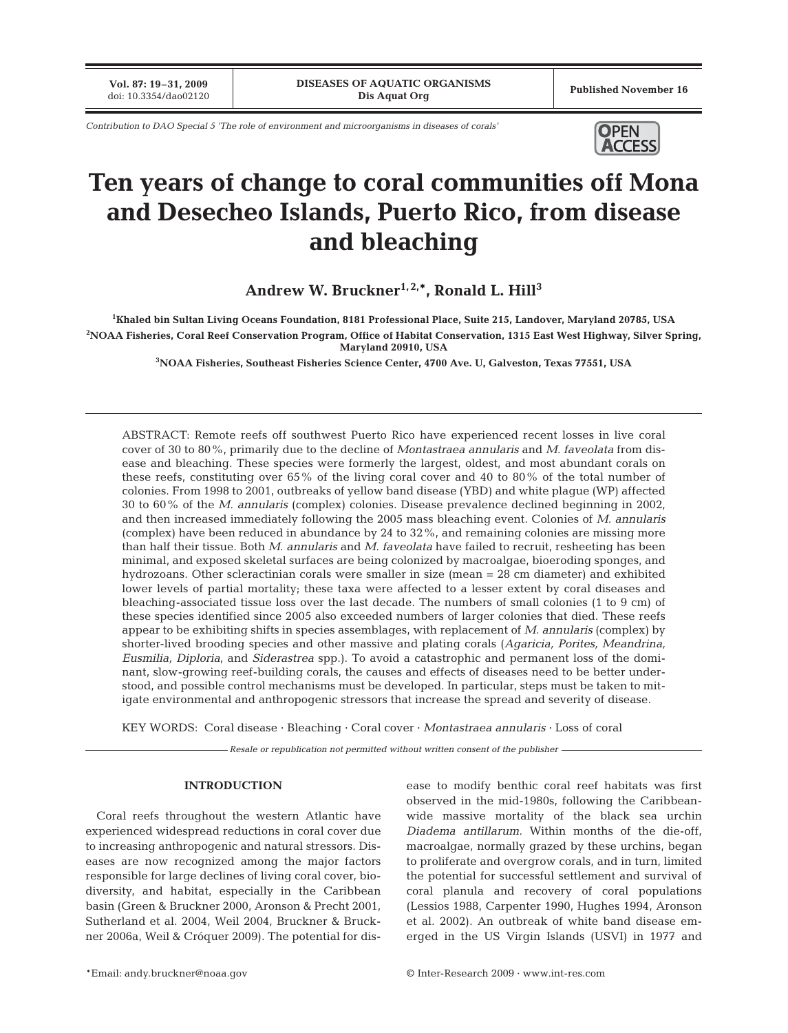Contribution to DAO Special 5 'The role of environment and microorganisms in diseases of corals'

# Ten years of change to coral communities off Mona and Desecheo Islands, Puerto Rico, from disease and bleaching

**Andrew W. Bruckner[1,2,*], Ronald L. Hill[3]**

[1]Khaled bin Sultan Living Oceans Foundation, 8181 Professional Place, Suite 215, Landover, Maryland 20785, USA
[2]NOAA Fisheries, Coral Reef Conservation Program, Office of Habitat Conservation, 1315 East West Highway, Silver Spring, Maryland 20910, USA
[3]NOAA Fisheries, Southeast Fisheries Science Center, 4700 Ave. U, Galveston, Texas 77551, USA

ABSTRACT: Remote reefs off southwest Puerto Rico have experienced recent losses in live coral cover of 30 to 80%, primarily due to the decline of *Montastraea annularis* and *M. faveolata* from disease and bleaching. These species were formerly the largest, oldest, and most abundant corals on these reefs, constituting over 65% of the living coral cover and 40 to 80% of the total number of colonies. From 1998 to 2001, outbreaks of yellow band disease (YBD) and white plague (WP) affected 30 to 60% of the *M. annularis* (complex) colonies. Disease prevalence declined beginning in 2002, and then increased immediately following the 2005 mass bleaching event. Colonies of *M. annularis* (complex) have been reduced in abundance by 24 to 32%, and remaining colonies are missing more than half their tissue. Both *M. annularis* and *M. faveolata* have failed to recruit, resheeting has been minimal, and exposed skeletal surfaces are being colonized by macroalgae, bioeroding sponges, and hydrozoans. Other scleractinian corals were smaller in size (mean = 28 cm diameter) and exhibited lower levels of partial mortality; these taxa were affected to a lesser extent by coral diseases and bleaching-associated tissue loss over the last decade. The numbers of small colonies (1 to 9 cm) of these species identified since 2005 also exceeded numbers of larger colonies that died. These reefs appear to be exhibiting shifts in species assemblages, with replacement of *M. annularis* (complex) by shorter-lived brooding species and other massive and plating corals (*Agaricia, Porites, Meandrina, Eusmilia, Diploria*, and *Siderastrea* spp.). To avoid a catastrophic and permanent loss of the dominant, slow-growing reef-building corals, the causes and effects of diseases need to be better understood, and possible control mechanisms must be developed. In particular, steps must be taken to mitigate environmental and anthropogenic stressors that increase the spread and severity of disease.

KEY WORDS: Coral disease · Bleaching · Coral cover · *Montastraea annularis* · Loss of coral

Resale or republication not permitted without written consent of the publisher

## INTRODUCTION

Coral reefs throughout the western Atlantic have experienced widespread reductions in coral cover due to increasing anthropogenic and natural stressors. Diseases are now recognized among the major factors responsible for large declines of living coral cover, biodiversity, and habitat, especially in the Caribbean basin (Green & Bruckner 2000, Aronson & Precht 2001, Sutherland et al. 2004, Weil 2004, Bruckner & Bruckner 2006a, Weil & Cróquer 2009). The potential for disease to modify benthic coral reef habitats was first observed in the mid-1980s, following the Caribbean-wide massive mortality of the black sea urchin *Diadema antillarum.* Within months of the die-off, macroalgae, normally grazed by these urchins, began to proliferate and overgrow corals, and in turn, limited the potential for successful settlement and survival of coral planula and recovery of coral populations (Lessios 1988, Carpenter 1990, Hughes 1994, Aronson et al. 2002). An outbreak of white band disease emerged in the US Virgin Islands (USVI) in 1977 and

*Email: andy.bruckner@noaa.gov

© Inter-Research 2009 · www.int-res.com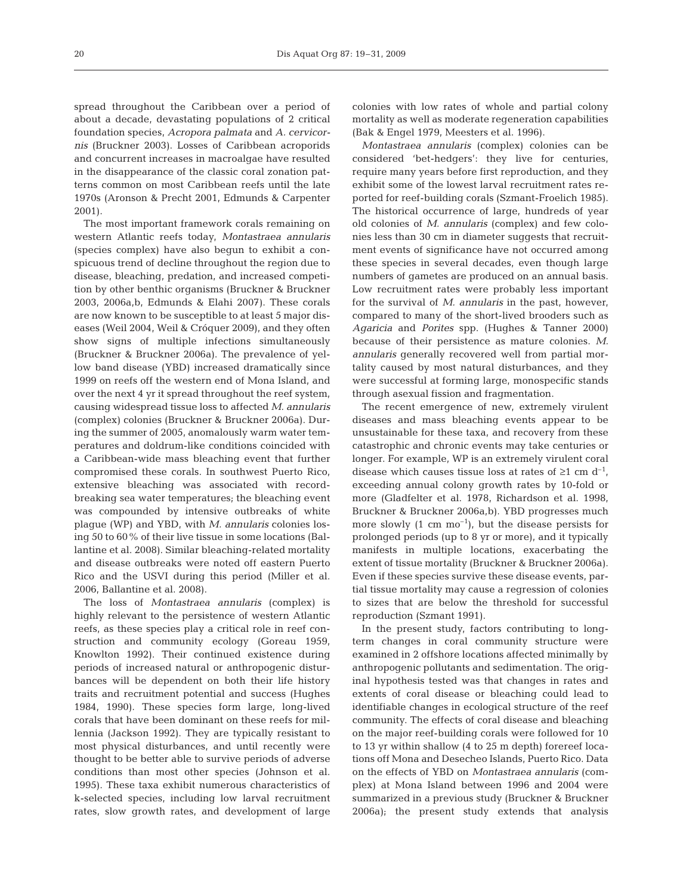spread throughout the Caribbean over a period of about a decade, devastating populations of 2 critical foundation species, *Acropora palmata* and *A. cervicornis* (Bruckner 2003). Losses of Caribbean acroporids and concurrent increases in macroalgae have resulted in the disappearance of the classic coral zonation patterns common on most Caribbean reefs until the late 1970s (Aronson & Precht 2001, Edmunds & Carpenter 2001).

The most important framework corals remaining on western Atlantic reefs today, *Montastraea annularis* (species complex) have also begun to exhibit a conspicuous trend of decline throughout the region due to disease, bleaching, predation, and increased competition by other benthic organisms (Bruckner & Bruckner 2003, 2006a,b, Edmunds & Elahi 2007). These corals are now known to be susceptible to at least 5 major diseases (Weil 2004, Weil & Cróquer 2009), and they often show signs of multiple infections simultaneously (Bruckner & Bruckner 2006a). The prevalence of yellow band disease (YBD) increased dramatically since 1999 on reefs off the western end of Mona Island, and over the next 4 yr it spread throughout the reef system, causing widespread tissue loss to affected *M. annularis* (complex) colonies (Bruckner & Bruckner 2006a). During the summer of 2005, anomalously warm water temperatures and doldrum-like conditions coincided with a Caribbean-wide mass bleaching event that further compromised these corals. In southwest Puerto Rico, extensive bleaching was associated with record-breaking sea water temperatures; the bleaching event was compounded by intensive outbreaks of white plague (WP) and YBD, with *M. annularis* colonies losing 50 to 60% of their live tissue in some locations (Ballantine et al. 2008). Similar bleaching-related mortality and disease outbreaks were noted off eastern Puerto Rico and the USVI during this period (Miller et al. 2006, Ballantine et al. 2008).

The loss of *Montastraea annularis* (complex) is highly relevant to the persistence of western Atlantic reefs, as these species play a critical role in reef construction and community ecology (Goreau 1959, Knowlton 1992). Their continued existence during periods of increased natural or anthropogenic disturbances will be dependent on both their life history traits and recruitment potential and success (Hughes 1984, 1990). These species form large, long-lived corals that have been dominant on these reefs for millennia (Jackson 1992). They are typically resistant to most physical disturbances, and until recently were thought to be better able to survive periods of adverse conditions than most other species (Johnson et al. 1995). These taxa exhibit numerous characteristics of k-selected species, including low larval recruitment rates, slow growth rates, and development of large colonies with low rates of whole and partial colony mortality as well as moderate regeneration capabilities (Bak & Engel 1979, Meesters et al. 1996).

*Montastraea annularis* (complex) colonies can be considered 'bet-hedgers': they live for centuries, require many years before first reproduction, and they exhibit some of the lowest larval recruitment rates reported for reef-building corals (Szmant-Froelich 1985). The historical occurrence of large, hundreds of year old colonies of *M. annularis* (complex) and few colonies less than 30 cm in diameter suggests that recruitment events of significance have not occurred among these species in several decades, even though large numbers of gametes are produced on an annual basis. Low recruitment rates were probably less important for the survival of *M. annularis* in the past, however, compared to many of the short-lived brooders such as *Agaricia* and *Porites* spp. (Hughes & Tanner 2000) because of their persistence as mature colonies. *M. annularis* generally recovered well from partial mortality caused by most natural disturbances, and they were successful at forming large, monospecific stands through asexual fission and fragmentation.

The recent emergence of new, extremely virulent diseases and mass bleaching events appear to be unsustainable for these taxa, and recovery from these catastrophic and chronic events may take centuries or longer. For example, WP is an extremely virulent coral disease which causes tissue loss at rates of ≥1 cm $d^{-1}$, exceeding annual colony growth rates by 10-fold or more (Gladfelter et al. 1978, Richardson et al. 1998, Bruckner & Bruckner 2006a,b). YBD progresses much more slowly (1 cm $mo^{-1}$), but the disease persists for prolonged periods (up to 8 yr or more), and it typically manifests in multiple locations, exacerbating the extent of tissue mortality (Bruckner & Bruckner 2006a). Even if these species survive these disease events, partial tissue mortality may cause a regression of colonies to sizes that are below the threshold for successful reproduction (Szmant 1991).

In the present study, factors contributing to long-term changes in coral community structure were examined in 2 offshore locations affected minimally by anthropogenic pollutants and sedimentation. The original hypothesis tested was that changes in rates and extents of coral disease or bleaching could lead to identifiable changes in ecological structure of the reef community. The effects of coral disease and bleaching on the major reef-building corals were followed for 10 to 13 yr within shallow (4 to 25 m depth) forereef locations off Mona and Desecheo Islands, Puerto Rico. Data on the effects of YBD on *Montastraea annularis* (complex) at Mona Island between 1996 and 2004 were summarized in a previous study (Bruckner & Bruckner 2006a); the present study extends that analysis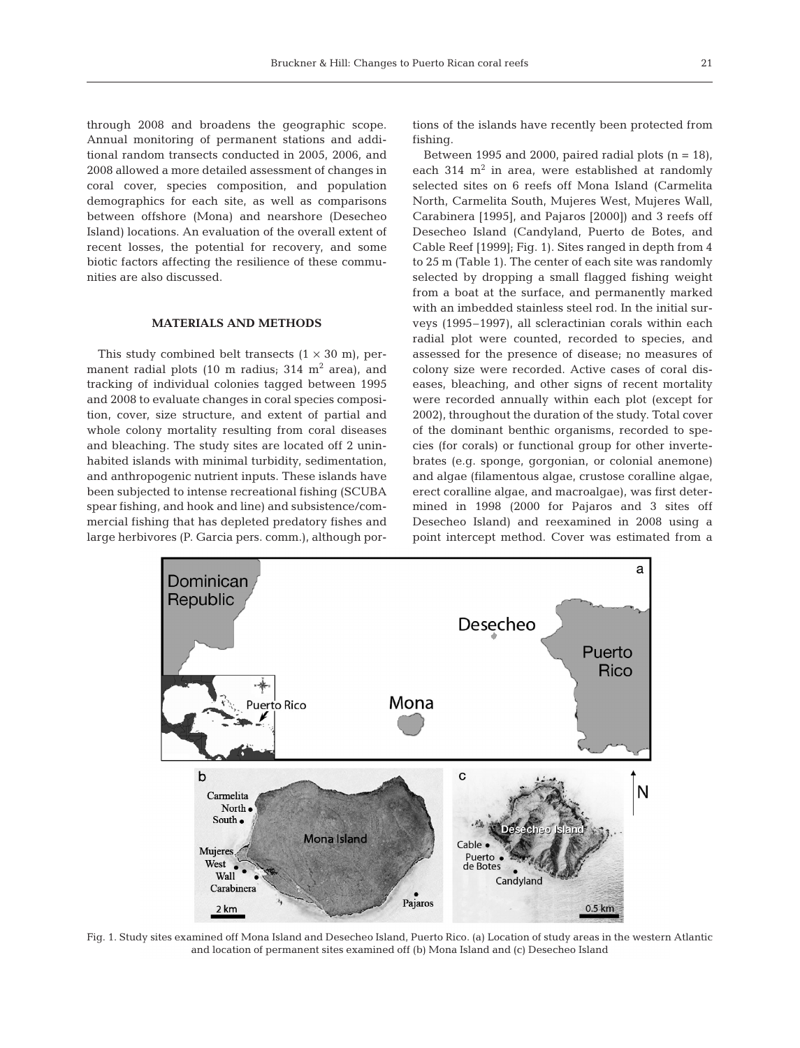through 2008 and broadens the geographic scope. Annual monitoring of permanent stations and additional random transects conducted in 2005, 2006, and 2008 allowed a more detailed assessment of changes in coral cover, species composition, and population demographics for each site, as well as comparisons between offshore (Mona) and nearshore (Desecheo Island) locations. An evaluation of the overall extent of recent losses, the potential for recovery, and some biotic factors affecting the resilience of these communities are also discussed.

## MATERIALS AND METHODS

This study combined belt transects (1 × 30 m), permanent radial plots (10 m radius; 314 $m^2$ area), and tracking of individual colonies tagged between 1995 and 2008 to evaluate changes in coral species composition, cover, size structure, and extent of partial and whole colony mortality resulting from coral diseases and bleaching. The study sites are located off 2 uninhabited islands with minimal turbidity, sedimentation, and anthropogenic nutrient inputs. These islands have been subjected to intense recreational fishing (SCUBA spear fishing, and hook and line) and subsistence/commercial fishing that has depleted predatory fishes and large herbivores (P. Garcia pers. comm.), although portions of the islands have recently been protected from fishing.

Between 1995 and 2000, paired radial plots (n = 18), each 314 $m^2$ in area, were established at randomly selected sites on 6 reefs off Mona Island (Carmelita North, Carmelita South, Mujeres West, Mujeres Wall, Carabinera [1995], and Pajaros [2000]) and 3 reefs off Desecheo Island (Candyland, Puerto de Botes, and Cable Reef [1999]; Fig. 1). Sites ranged in depth from 4 to 25 m (Table 1). The center of each site was randomly selected by dropping a small flagged fishing weight from a boat at the surface, and permanently marked with an imbedded stainless steel rod. In the initial surveys (1995–1997), all scleractinian corals within each radial plot were counted, recorded to species, and assessed for the presence of disease; no measures of colony size were recorded. Active cases of coral diseases, bleaching, and other signs of recent mortality were recorded annually within each plot (except for 2002), throughout the duration of the study. Total cover of the dominant benthic organisms, recorded to species (for corals) or functional group for other invertebrates (e.g. sponge, gorgonian, or colonial anemone) and algae (filamentous algae, crustose coralline algae, erect coralline algae, and macroalgae), was first determined in 1998 (2000 for Pajaros and 3 sites off Desecheo Island) and reexamined in 2008 using a point intercept method. Cover was estimated from a

a
Dominican Republic
Desecheo
Puerto Rico
Mona
Puerto Rico

b
Carmelita
North
South
Mona Island
Mujeres
West
Wall
Carabinera
Pajaros
2 km

c
Desecheo Island
Cable
Puerto de Botes
Candyland
0.5 km
N

Fig. 1. Study sites examined off Mona Island and Desecheo Island, Puerto Rico. (a) Location of study areas in the western Atlantic and location of permanent sites examined off (b) Mona Island and (c) Desecheo Island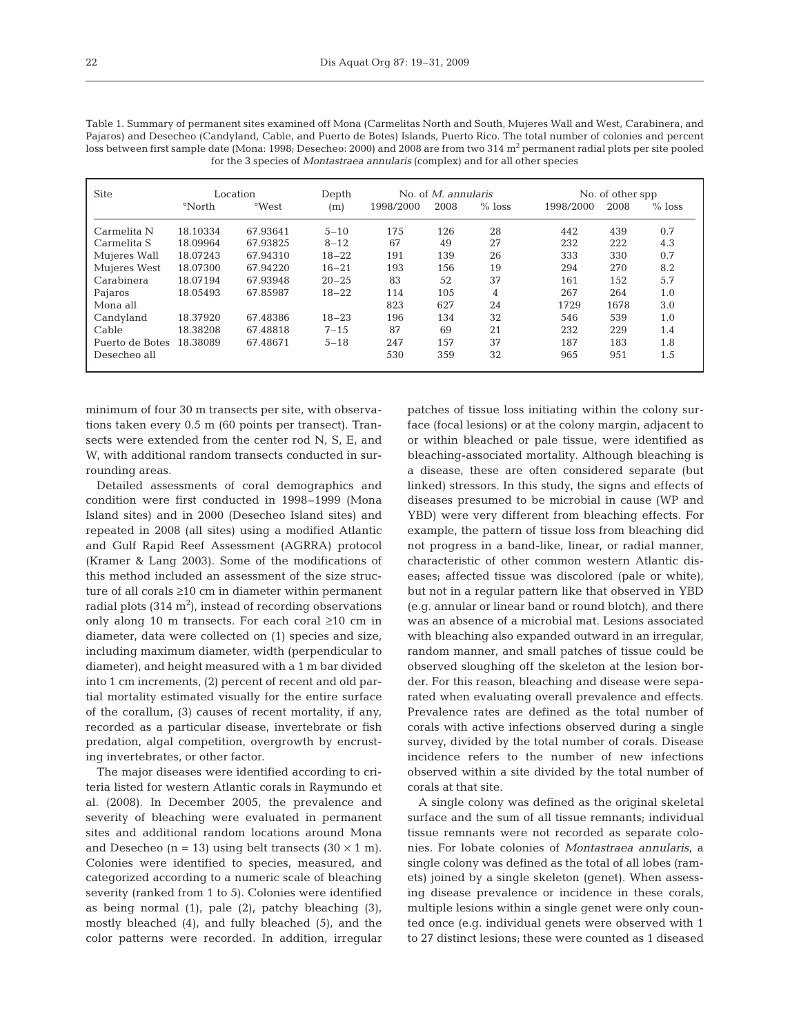Table 1. Summary of permanent sites examined off Mona (Carmelitas North and South, Mujeres Wall and West, Carabinera, and Pajaros) and Desecheo (Candyland, Cable, and Puerto de Botes) Islands, Puerto Rico. The total number of colonies and percent loss between first sample date (Mona: 1998; Desecheo: 2000) and 2008 are from two 314 m$^2$ permanent radial plots per site pooled for the 3 species of *Montastraea annularis* (complex) and for all other species

| Site | Location | | Depth | No. of *M. annularis* | | | No. of other spp | | |
|---|---|---|---|---|---|---|---|---|---|
| | °North | °West | (m) | 1998/2000 | 2008 | % loss | 1998/2000 | 2008 | % loss |
| Carmelita N | 18.10334 | 67.93641 | 5–10 | 175 | 126 | 28 | 442 | 439 | 0.7 |
| Carmelita S | 18.09964 | 67.93825 | 8–12 | 67 | 49 | 27 | 232 | 222 | 4.3 |
| Mujeres Wall | 18.07243 | 67.94310 | 18–22 | 191 | 139 | 26 | 333 | 330 | 0.7 |
| Mujeres West | 18.07300 | 67.94220 | 16–21 | 193 | 156 | 19 | 294 | 270 | 8.2 |
| Carabinera | 18.07194 | 67.93948 | 20–25 | 83 | 52 | 37 | 161 | 152 | 5.7 |
| Pajaros | 18.05493 | 67.85987 | 18–22 | 114 | 105 | 4 | 267 | 264 | 1.0 |
| Mona all | | | | 823 | 627 | 24 | 1729 | 1678 | 3.0 |
| Candyland | 18.37920 | 67.48386 | 18–23 | 196 | 134 | 32 | 546 | 539 | 1.0 |
| Cable | 18.38208 | 67.48818 | 7–15 | 87 | 69 | 21 | 232 | 229 | 1.4 |
| Puerto de Botes | 18.38089 | 67.48671 | 5–18 | 247 | 157 | 37 | 187 | 183 | 1.8 |
| Desecheo all | | | | 530 | 359 | 32 | 965 | 951 | 1.5 |

minimum of four 30 m transects per site, with observations taken every 0.5 m (60 points per transect). Transects were extended from the center rod N, S, E, and W, with additional random transects conducted in surrounding areas.

Detailed assessments of coral demographics and condition were first conducted in 1998–1999 (Mona Island sites) and in 2000 (Desecheo Island sites) and repeated in 2008 (all sites) using a modified Atlantic and Gulf Rapid Reef Assessment (AGRRA) protocol (Kramer & Lang 2003). Some of the modifications of this method included an assessment of the size structure of all corals ≥10 cm in diameter within permanent radial plots (314 m$^2$), instead of recording observations only along 10 m transects. For each coral ≥10 cm in diameter, data were collected on (1) species and size, including maximum diameter, width (perpendicular to diameter), and height measured with a 1 m bar divided into 1 cm increments, (2) percent of recent and old partial mortality estimated visually for the entire surface of the corallum, (3) causes of recent mortality, if any, recorded as a particular disease, invertebrate or fish predation, algal competition, overgrowth by encrusting invertebrates, or other factor.

The major diseases were identified according to criteria listed for western Atlantic corals in Raymundo et al. (2008). In December 2005, the prevalence and severity of bleaching were evaluated in permanent sites and additional random locations around Mona and Desecheo (n = 13) using belt transects (30 × 1 m). Colonies were identified to species, measured, and categorized according to a numeric scale of bleaching severity (ranked from 1 to 5). Colonies were identified as being normal (1), pale (2), patchy bleaching (3), mostly bleached (4), and fully bleached (5), and the color patterns were recorded. In addition, irregular patches of tissue loss initiating within the colony surface (focal lesions) or at the colony margin, adjacent to or within bleached or pale tissue, were identified as bleaching-associated mortality. Although bleaching is a disease, these are often considered separate (but linked) stressors. In this study, the signs and effects of diseases presumed to be microbial in cause (WP and YBD) were very different from bleaching effects. For example, the pattern of tissue loss from bleaching did not progress in a band-like, linear, or radial manner, characteristic of other common western Atlantic diseases; affected tissue was discolored (pale or white), but not in a regular pattern like that observed in YBD (e.g. annular or linear band or round blotch), and there was an absence of a microbial mat. Lesions associated with bleaching also expanded outward in an irregular, random manner, and small patches of tissue could be observed sloughing off the skeleton at the lesion border. For this reason, bleaching and disease were separated when evaluating overall prevalence and effects. Prevalence rates are defined as the total number of corals with active infections observed during a single survey, divided by the total number of corals. Disease incidence refers to the number of new infections observed within a site divided by the total number of corals at that site.

A single colony was defined as the original skeletal surface and the sum of all tissue remnants; individual tissue remnants were not recorded as separate colonies. For lobate colonies of *Montastraea annularis*, a single colony was defined as the total of all lobes (ramets) joined by a single skeleton (genet). When assessing disease prevalence or incidence in these corals, multiple lesions within a single genet were only counted once (e.g. individual genets were observed with 1 to 27 distinct lesions; these were counted as 1 diseased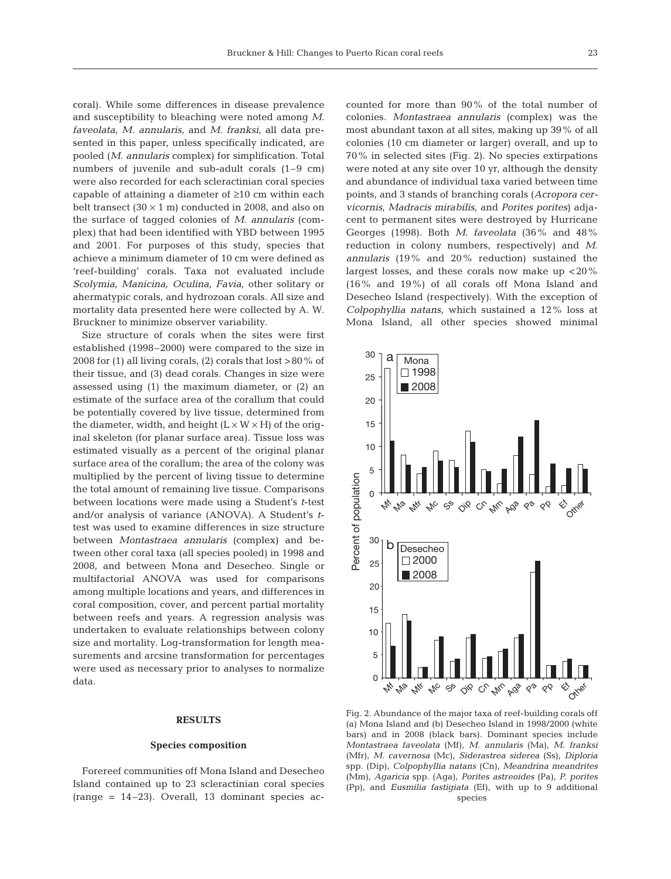coral). While some differences in disease prevalence and susceptibility to bleaching were noted among *M. faveolata, M. annularis*, and *M. franksi*, all data presented in this paper, unless specifically indicated, are pooled (*M. annularis* complex) for simplification. Total numbers of juvenile and sub-adult corals (1–9 cm) were also recorded for each scleractinian coral species capable of attaining a diameter of ≥10 cm within each belt transect (30 × 1 m) conducted in 2008, and also on the surface of tagged colonies of *M. annularis* (complex) that had been identified with YBD between 1995 and 2001. For purposes of this study, species that achieve a minimum diameter of 10 cm were defined as 'reef-building' corals. Taxa not evaluated include *Scolymia, Manicina, Oculina, Favia,* other solitary or ahermatypic corals, and hydrozoan corals. All size and mortality data presented here were collected by A. W. Bruckner to minimize observer variability.

Size structure of corals when the sites were first established (1998–2000) were compared to the size in 2008 for (1) all living corals, (2) corals that lost >80% of their tissue, and (3) dead corals. Changes in size were assessed using (1) the maximum diameter, or (2) an estimate of the surface area of the corallum that could be potentially covered by live tissue, determined from the diameter, width, and height (L × W × H) of the original skeleton (for planar surface area). Tissue loss was estimated visually as a percent of the original planar surface area of the corallum; the area of the colony was multiplied by the percent of living tissue to determine the total amount of remaining live tissue. Comparisons between locations were made using a Student's *t*-test and/or analysis of variance (ANOVA). A Student's *t*-test was used to examine differences in size structure between *Montastraea annularis* (complex) and between other coral taxa (all species pooled) in 1998 and 2008, and between Mona and Desecheo. Single or multifactorial ANOVA was used for comparisons among multiple locations and years, and differences in coral composition, cover, and percent partial mortality between reefs and years. A regression analysis was undertaken to evaluate relationships between colony size and mortality. Log-transformation for length measurements and arcsine transformation for percentages were used as necessary prior to analyses to normalize data.

## RESULTS

### Species composition

Forereef communities off Mona Island and Desecheo Island contained up to 23 scleractinian coral species (range = 14–23). Overall, 13 dominant species accounted for more than 90% of the total number of colonies. *Montastraea annularis* (complex) was the most abundant taxon at all sites, making up 39% of all colonies (10 cm diameter or larger) overall, and up to 70% in selected sites (Fig. 2). No species extirpations were noted at any site over 10 yr, although the density and abundance of individual taxa varied between time points, and 3 stands of branching corals (*Acropora cervicornis*, *Madracis mirabilis*, and *Porites porites*) adjacent to permanent sites were destroyed by Hurricane Georges (1998). Both *M. faveolata* (36% and 48% reduction in colony numbers, respectively) and *M. annularis* (19% and 20% reduction) sustained the largest losses, and these corals now make up <20% (16% and 19%) of all corals off Mona Island and Desecheo Island (respectively). With the exception of *Colpophyllia natans,* which sustained a 12% loss at Mona Island, all other species showed minimal

a
Mona
1998
2008

b
Desecheo
2000
2008

Percent of population

Mf Ma Mfr Mc Ss Dip Cn Mm Aga Pa Pp Ef Other

Fig. 2. Abundance of the major taxa of reef-building corals off (a) Mona Island and (b) Desecheo Island in 1998/2000 (white bars) and in 2008 (black bars). Dominant species include *Montastraea faveolata* (Mf), *M. annularis* (Ma), *M. franksi* (Mfr), *M. cavernosa* (Mc), *Siderastrea siderea* (Ss), *Diploria* spp. (Dip), *Colpophyllia natans* (Cn), *Meandrina meandrites* (Mm), *Agaricia* spp. (Aga), *Porites astreoides* (Pa), *P. porites* (Pp), and *Eusmilia fastigiata* (Ef), with up to 9 additional species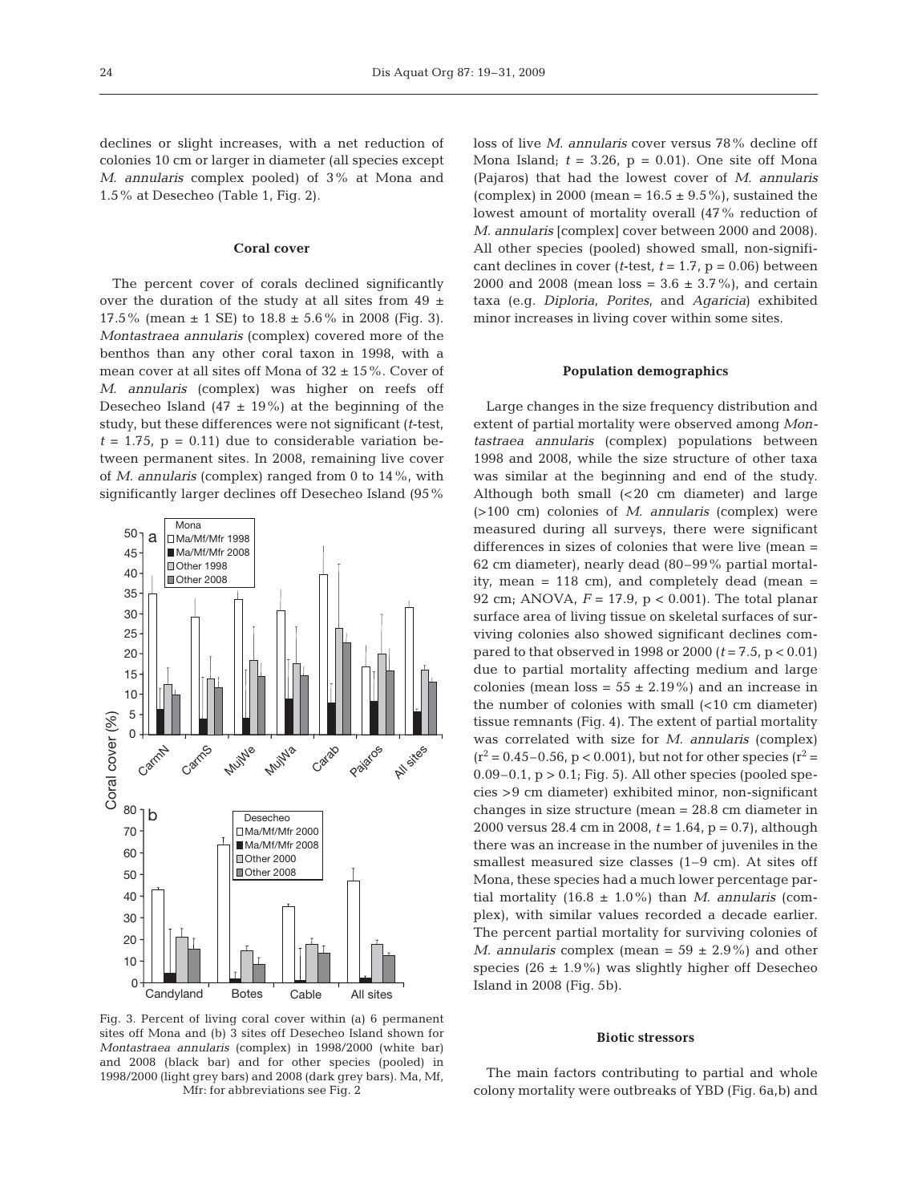declines or slight increases, with a net reduction of colonies 10 cm or larger in diameter (all species except *M. annularis* complex pooled) of 3% at Mona and 1.5% at Desecheo (Table 1, Fig. 2).

### Coral cover

The percent cover of corals declined significantly over the duration of the study at all sites from 49 ± 17.5% (mean ± 1 SE) to 18.8 ± 5.6% in 2008 (Fig. 3). *Montastraea annularis* (complex) covered more of the benthos than any other coral taxon in 1998, with a mean cover at all sites off Mona of 32 ± 15%. Cover of *M. annularis* (complex) was higher on reefs off Desecheo Island (47 ± 19%) at the beginning of the study, but these differences were not significant (*t*-test, $t = 1.75$, $p = 0.11$) due to considerable variation between permanent sites. In 2008, remaining live cover of *M. annularis* (complex) ranged from 0 to 14%, with significantly larger declines off Desecheo Island (95% loss of live *M. annularis* cover versus 78% decline off Mona Island; $t = 3.26$, $p = 0.01$). One site off Mona (Pajaros) that had the lowest cover of *M. annularis* (complex) in 2000 (mean = 16.5 ± 9.5%), sustained the lowest amount of mortality overall (47% reduction of *M. annularis* [complex] cover between 2000 and 2008). All other species (pooled) showed small, non-significant declines in cover (*t*-test, $t = 1.7$, $p = 0.06$) between 2000 and 2008 (mean loss = 3.6 ± 3.7%), and certain taxa (e.g. *Diploria*, *Porites*, and *Agaricia*) exhibited minor increases in living cover within some sites.

a
Mona
Ma/Mf/Mfr 1998
Ma/Mf/Mfr 2008
Other 1998
Other 2008
Coral cover (%)
CarmN CarmS MujWe MujWa Carab Pajaros All sites

b
Desecheo
Ma/Mf/Mfr 2000
Ma/Mf/Mfr 2008
Other 2000
Other 2008
Candyland Botes Cable All sites

Fig. 3. Percent of living coral cover within (a) 6 permanent sites off Mona and (b) 3 sites off Desecheo Island shown for *Montastraea annularis* (complex) in 1998/2000 (white bar) and 2008 (black bar) and for other species (pooled) in 1998/2000 (light grey bars) and 2008 (dark grey bars). Ma, Mf, Mfr: for abbreviations see Fig. 2

### Population demographics

Large changes in the size frequency distribution and extent of partial mortality were observed among *Montastraea annularis* (complex) populations between 1998 and 2008, while the size structure of other taxa was similar at the beginning and end of the study. Although both small (<20 cm diameter) and large (>100 cm) colonies of *M. annularis* (complex) were measured during all surveys, there were significant differences in sizes of colonies that were live (mean = 62 cm diameter), nearly dead (80–99% partial mortality, mean = 118 cm), and completely dead (mean = 92 cm; ANOVA, $F = 17.9$, $p < 0.001$). The total planar surface area of living tissue on skeletal surfaces of surviving colonies also showed significant declines compared to that observed in 1998 or 2000 ($t = 7.5$, $p < 0.01$) due to partial mortality affecting medium and large colonies (mean loss = 55 ± 2.19%) and an increase in the number of colonies with small (<10 cm diameter) tissue remnants (Fig. 4). The extent of partial mortality was correlated with size for *M. annularis* (complex) ($r^2 = 0.45–0.56$, $p < 0.001$), but not for other species ($r^2 = 0.09–0.1$, $p > 0.1$; Fig. 5). All other species (pooled species >9 cm diameter) exhibited minor, non-significant changes in size structure (mean = 28.8 cm diameter in 2000 versus 28.4 cm in 2008, $t = 1.64$, $p = 0.7$), although there was an increase in the number of juveniles in the smallest measured size classes (1–9 cm). At sites off Mona, these species had a much lower percentage partial mortality (16.8 ± 1.0%) than *M. annularis* (complex), with similar values recorded a decade earlier. The percent partial mortality for surviving colonies of *M. annularis* complex (mean = 59 ± 2.9%) and other species (26 ± 1.9%) was slightly higher off Desecheo Island in 2008 (Fig. 5b).

### Biotic stressors

The main factors contributing to partial and whole colony mortality were outbreaks of YBD (Fig. 6a,b) and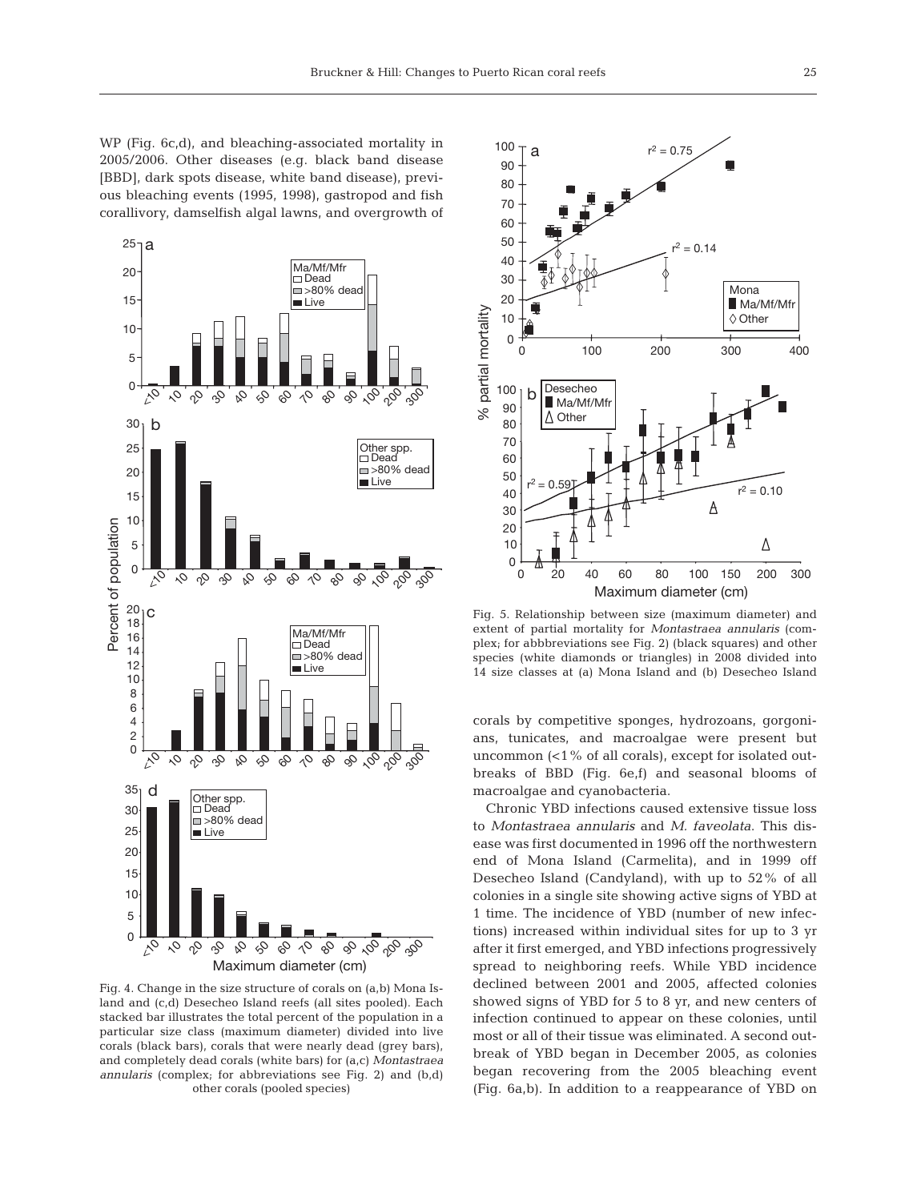WP (Fig. 6c,d), and bleaching-associated mortality in 2005/2006. Other diseases (e.g. black band disease [BBD], dark spots disease, white band disease), previous bleaching events (1995, 1998), gastropod and fish corallivory, damselfish algal lawns, and overgrowth of corals by competitive sponges, hydrozoans, gorgonians, tunicates, and macroalgae were present but uncommon (<1% of all corals), except for isolated outbreaks of BBD (Fig. 6e,f) and seasonal blooms of macroalgae and cyanobacteria.

a
Ma/Mf/Mfr
Dead
>80% dead
Live

b
Other spp.
Dead
>80% dead
Live

c
Ma/Mf/Mfr
Dead
>80% dead
Live

d
Other spp.
Dead
>80% dead
Live

Percent of population
<10 10 20 30 40 50 60 70 80 90 100 200 300
Maximum diameter (cm)

Fig. 4. Change in the size structure of corals on (a,b) Mona Island and (c,d) Desecheo Island reefs (all sites pooled). Each stacked bar illustrates the total percent of the population in a particular size class (maximum diameter) divided into live corals (black bars), corals that were nearly dead (grey bars), and completely dead corals (white bars) for (a,c) *Montastraea annularis* (complex; for abbreviations see Fig. 2) and (b,d) other corals (pooled species)

a
$r^2 = 0.75$
$r^2 = 0.14$
Mona
Ma/Mf/Mfr
Other

b
Desecheo
Ma/Mf/Mfr
Other
$r^2 = 0.59$
$r^2 = 0.10$

% partial mortality
Maximum diameter (cm)

Fig. 5. Relationship between size (maximum diameter) and extent of partial mortality for *Montastraea annularis* (complex; for abbbreviations see Fig. 2) (black squares) and other species (white diamonds or triangles) in 2008 divided into 14 size classes at (a) Mona Island and (b) Desecheo Island

Chronic YBD infections caused extensive tissue loss to *Montastraea annularis* and *M. faveolata*. This disease was first documented in 1996 off the northwestern end of Mona Island (Carmelita), and in 1999 off Desecheo Island (Candyland), with up to 52% of all colonies in a single site showing active signs of YBD at 1 time. The incidence of YBD (number of new infections) increased within individual sites for up to 3 yr after it first emerged, and YBD infections progressively spread to neighboring reefs. While YBD incidence declined between 2001 and 2005, affected colonies showed signs of YBD for 5 to 8 yr, and new centers of infection continued to appear on these colonies, until most or all of their tissue was eliminated. A second outbreak of YBD began in December 2005, as colonies began recovering from the 2005 bleaching event (Fig. 6a,b). In addition to a reappearance of YBD on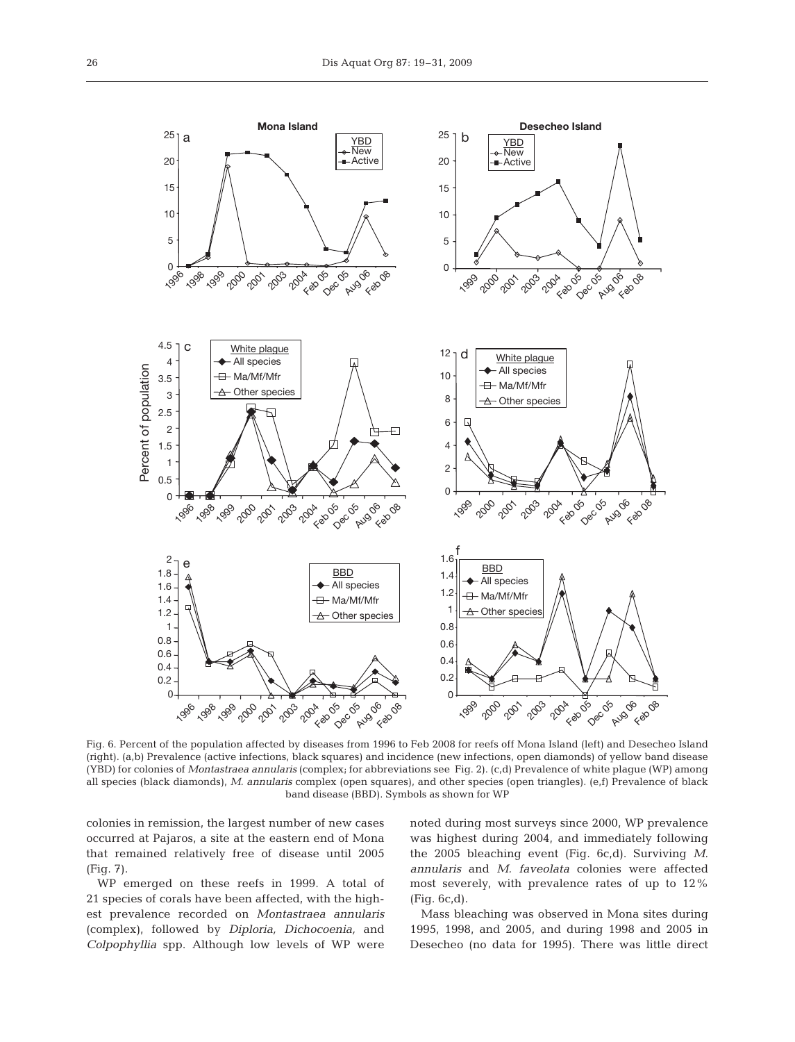Mona Island

Desecheo Island

a

YBD
New
Active

25
20
15
10
5
0

1996 1998 1999 2000 2001 2003 2004 Feb 05 Dec 05 Aug 06 Feb 08

b

YBD
New
Active

25
20
15
10
5
0

1999 2000 2001 2003 2004 Feb 05 Dec 05 Aug 06 Feb 08

c

White plague
All species
Ma/Mf/Mfr
Other species

Percent of population

4.5
4
3.5
3
2.5
2
1.5
1
0.5
0

1996 1998 1999 2000 2001 2003 2004 Feb 05 Dec 05 Aug 06 Feb 08

d

White plague
All species
Ma/Mf/Mfr
Other species

12
10
8
6
4
2
0

1999 2000 2001 2003 2004 Feb 05 Dec 05 Aug 06 Feb 08

e

BBD
All species
Ma/Mf/Mfr
Other species

2
1.8
1.6
1.4
1.2
1
0.8
0.6
0.4
0.2
0

1996 1998 1999 2000 2001 2003 2004 Feb 05 Dec 05 Aug 06 Feb 08

f

BBD
All species
Ma/Mf/Mfr
Other species

1.6
1.4
1.2
1
0.8
0.6
0.4
0.2
0

1999 2000 2001 2003 2004 Feb 05 Dec 05 Aug 06 Feb 08

Fig. 6. Percent of the population affected by diseases from 1996 to Feb 2008 for reefs off Mona Island (left) and Desecheo Island (right). (a,b) Prevalence (active infections, black squares) and incidence (new infections, open diamonds) of yellow band disease (YBD) for colonies of *Montastraea annularis* (complex; for abbreviations see Fig. 2). (c,d) Prevalence of white plague (WP) among all species (black diamonds), *M. annularis* complex (open squares), and other species (open triangles). (e,f) Prevalence of black band disease (BBD). Symbols as shown for WP

colonies in remission, the largest number of new cases occurred at Pajaros, a site at the eastern end of Mona that remained relatively free of disease until 2005 (Fig. 7).

WP emerged on these reefs in 1999. A total of 21 species of corals have been affected, with the highest prevalence recorded on *Montastraea annularis* (complex), followed by *Diploria, Dichocoenia,* and *Colpophyllia* spp. Although low levels of WP were noted during most surveys since 2000, WP prevalence was highest during 2004, and immediately following the 2005 bleaching event (Fig. 6c,d). Surviving *M. annularis* and *M. faveolata* colonies were affected most severely, with prevalence rates of up to 12% (Fig. 6c,d).

Mass bleaching was observed in Mona sites during 1995, 1998, and 2005, and during 1998 and 2005 in Desecheo (no data for 1995). There was little direct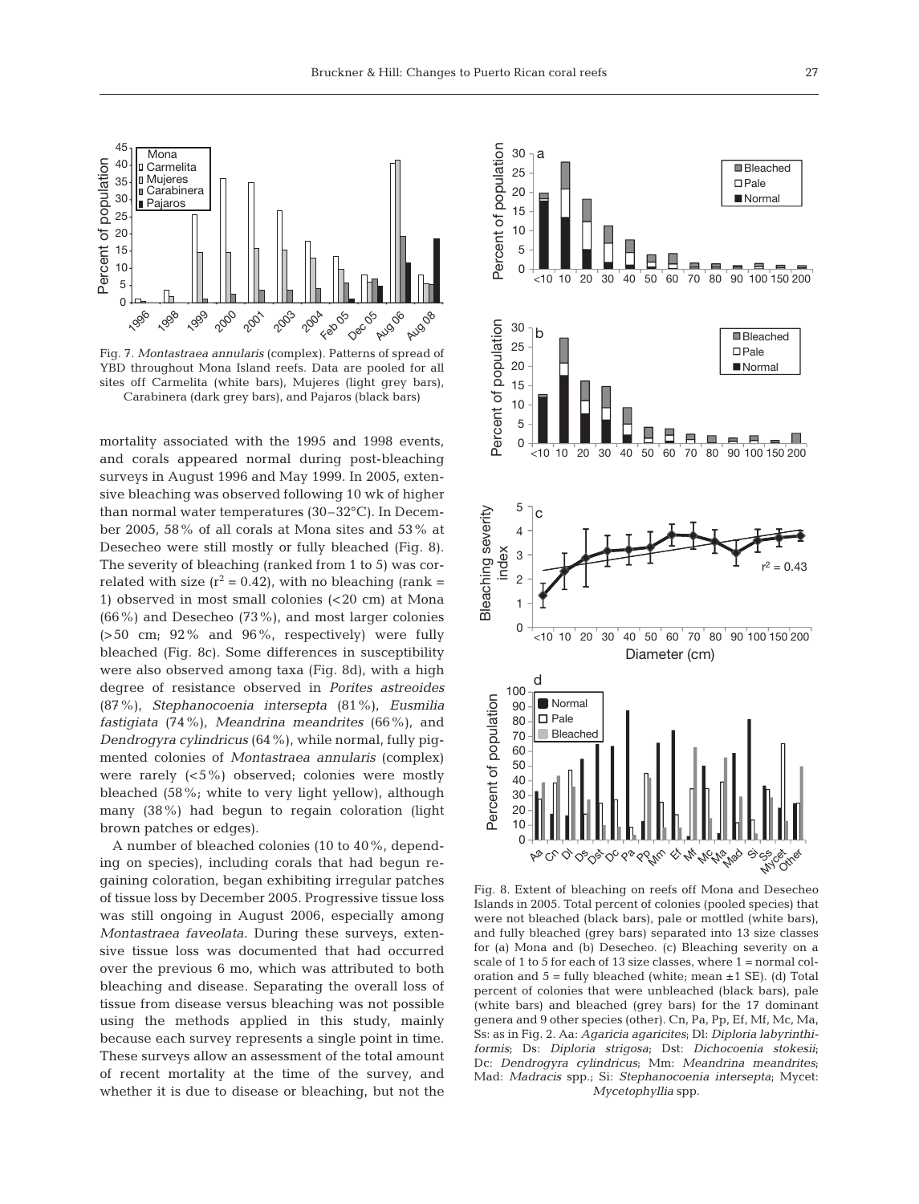45
40
35
30
25
20
15
10
5
0
Percent of population
Mona
Carmelita
Mujeres
Carabinera
Pajaros
1996
1998
1999
2000
2001
2003
2004
Feb 05
Dec 05
Aug 06
Aug 08

Fig. 7. *Montastraea annularis* (complex). Patterns of spread of YBD throughout Mona Island reefs. Data are pooled for all sites off Carmelita (white bars), Mujeres (light grey bars), Carabinera (dark grey bars), and Pajaros (black bars)

mortality associated with the 1995 and 1998 events, and corals appeared normal during post-bleaching surveys in August 1996 and May 1999. In 2005, extensive bleaching was observed following 10 wk of higher than normal water temperatures (30–32°C). In December 2005, 58% of all corals at Mona sites and 53% at Desecheo were still mostly or fully bleached (Fig. 8). The severity of bleaching (ranked from 1 to 5) was correlated with size ($r^2 = 0.42$), with no bleaching (rank = 1) observed in most small colonies (<20 cm) at Mona (66%) and Desecheo (73%), and most larger colonies (>50 cm; 92% and 96%, respectively) were fully bleached (Fig. 8c). Some differences in susceptibility were also observed among taxa (Fig. 8d), with a high degree of resistance observed in *Porites astreoides* (87%), *Stephanocoenia intersepta* (81%), *Eusmilia fastigiata* (74%), *Meandrina meandrites* (66%), and *Dendrogyra cylindricus* (64%), while normal, fully pigmented colonies of *Montastraea annularis* (complex) were rarely (<5%) observed; colonies were mostly bleached (58%; white to very light yellow), although many (38%) had begun to regain coloration (light brown patches or edges).

A number of bleached colonies (10 to 40%, depending on species), including corals that had begun regaining coloration, began exhibiting irregular patches of tissue loss by December 2005. Progressive tissue loss was still ongoing in August 2006, especially among *Montastraea faveolata*. During these surveys, extensive tissue loss was documented that had occurred over the previous 6 mo, which was attributed to both bleaching and disease. Separating the overall loss of tissue from disease versus bleaching was not possible using the methods applied in this study, mainly because each survey represents a single point in time. These surveys allow an assessment of the total amount of recent mortality at the time of the survey, and whether it is due to disease or bleaching, but not the

a
Percent of population
30
25
20
15
10
5
0
Bleached
Pale
Normal
<10 10 20 30 40 50 60 70 80 90 100 150 200

b
Percent of population
30
25
20
15
10
5
0
Bleached
Pale
Normal
<10 10 20 30 40 50 60 70 80 90 100 150 200

c
Bleaching severity index
5
4
3
2
1
0
$r^2 = 0.43$
<10 10 20 30 40 50 60 70 80 90 100 150 200
Diameter (cm)

d
Percent of population
100
90
80
70
60
50
40
30
20
10
0
Normal
Pale
Bleached
Aa Cn Dl Ds Dst Dc Pa Pp Mm Ef Mf Mc Ma Mad Si Ss Mycet Other

Fig. 8. Extent of bleaching on reefs off Mona and Desecheo Islands in 2005. Total percent of colonies (pooled species) that were not bleached (black bars), pale or mottled (white bars), and fully bleached (grey bars) separated into 13 size classes for (a) Mona and (b) Desecheo. (c) Bleaching severity on a scale of 1 to 5 for each of 13 size classes, where 1 = normal coloration and 5 = fully bleached (white; mean ±1 SE). (d) Total percent of colonies that were unbleached (black bars), pale (white bars) and bleached (grey bars) for the 17 dominant genera and 9 other species (other). Cn, Pa, Pp, Ef, Mf, Mc, Ma, Ss: as in Fig. 2. Aa: *Agaricia agaricites*; Dl: *Diploria labyrinthiformis*; Ds: *Diploria strigosa*; Dst: *Dichocoenia stokesii*; Dc: *Dendrogyra cylindricus*; Mm: *Meandrina meandrites*; Mad: *Madracis* spp.; Si: *Stephanocoenia intersepta*; Mycet: *Mycetophyllia* spp.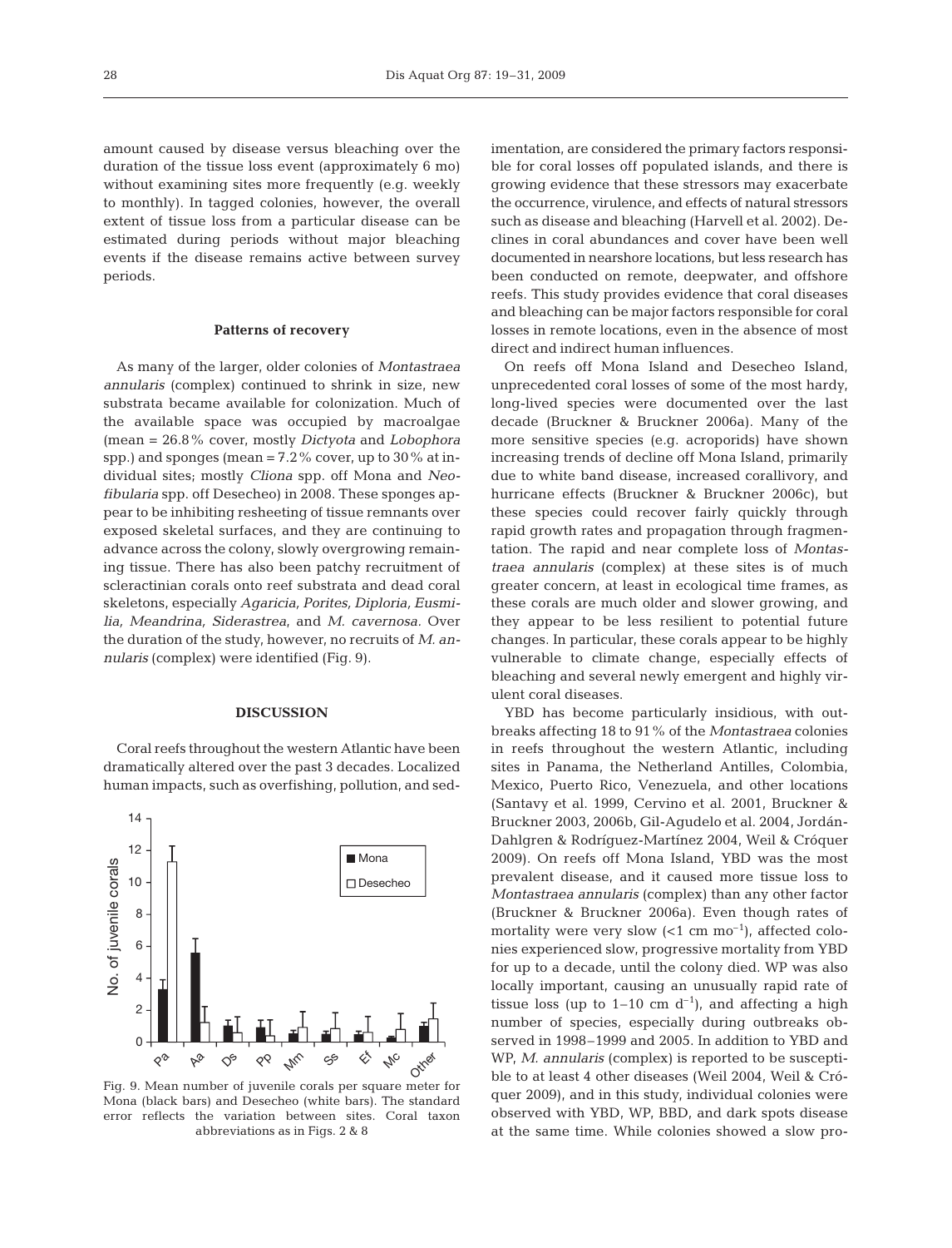amount caused by disease versus bleaching over the duration of the tissue loss event (approximately 6 mo) without examining sites more frequently (e.g. weekly to monthly). In tagged colonies, however, the overall extent of tissue loss from a particular disease can be estimated during periods without major bleaching events if the disease remains active between survey periods.

### Patterns of recovery

As many of the larger, older colonies of *Montastraea annularis* (complex) continued to shrink in size, new substrata became available for colonization. Much of the available space was occupied by macroalgae (mean = 26.8% cover, mostly *Dictyota* and *Lobophora* spp.) and sponges (mean = 7.2% cover, up to 30% at individual sites; mostly *Cliona* spp. off Mona and *Neofibularia* spp. off Desecheo) in 2008. These sponges appear to be inhibiting resheeting of tissue remnants over exposed skeletal surfaces, and they are continuing to advance across the colony, slowly overgrowing remaining tissue. There has also been patchy recruitment of scleractinian corals onto reef substrata and dead coral skeletons, especially *Agaricia, Porites, Diploria, Eusmilia, Meandrina, Siderastrea*, and *M. cavernosa*. Over the duration of the study, however, no recruits of *M. annularis* (complex) were identified (Fig. 9).

## DISCUSSION

Coral reefs throughout the western Atlantic have been dramatically altered over the past 3 decades. Localized human impacts, such as overfishing, pollution, and sedimentation, are considered the primary factors responsible for coral losses off populated islands, and there is growing evidence that these stressors may exacerbate the occurrence, virulence, and effects of natural stressors such as disease and bleaching (Harvell et al. 2002). Declines in coral abundances and cover have been well documented in nearshore locations, but less research has been conducted on remote, deepwater, and offshore reefs. This study provides evidence that coral diseases and bleaching can be major factors responsible for coral losses in remote locations, even in the absence of most direct and indirect human influences.

No. of juvenile corals
14
12
10
8
6
4
2
0
Mona
Desecheo
Pa Aa Ds Pp Mm Ss Ef Mc Other

Fig. 9. Mean number of juvenile corals per square meter for Mona (black bars) and Desecheo (white bars). The standard error reflects the variation between sites. Coral taxon abbreviations as in Figs. 2 & 8

On reefs off Mona Island and Desecheo Island, unprecedented coral losses of some of the most hardy, long-lived species were documented over the last decade (Bruckner & Bruckner 2006a). Many of the more sensitive species (e.g. acroporids) have shown increasing trends of decline off Mona Island, primarily due to white band disease, increased corallivory, and hurricane effects (Bruckner & Bruckner 2006c), but these species could recover fairly quickly through rapid growth rates and propagation through fragmentation. The rapid and near complete loss of *Montastraea annularis* (complex) at these sites is of much greater concern, at least in ecological time frames, as these corals are much older and slower growing, and they appear to be less resilient to potential future changes. In particular, these corals appear to be highly vulnerable to climate change, especially effects of bleaching and several newly emergent and highly virulent coral diseases.

YBD has become particularly insidious, with outbreaks affecting 18 to 91% of the *Montastraea* colonies in reefs throughout the western Atlantic, including sites in Panama, the Netherland Antilles, Colombia, Mexico, Puerto Rico, Venezuela, and other locations (Santavy et al. 1999, Cervino et al. 2001, Bruckner & Bruckner 2003, 2006b, Gil-Agudelo et al. 2004, Jordán-Dahlgren & Rodríguez-Martínez 2004, Weil & Cróquer 2009). On reefs off Mona Island, YBD was the most prevalent disease, and it caused more tissue loss to *Montastraea annularis* (complex) than any other factor (Bruckner & Bruckner 2006a). Even though rates of mortality were very slow ($<1$ cm mo$^{-1}$), affected colonies experienced slow, progressive mortality from YBD for up to a decade, until the colony died. WP was also locally important, causing an unusually rapid rate of tissue loss (up to 1–10 cm d$^{-1}$), and affecting a high number of species, especially during outbreaks observed in 1998–1999 and 2005. In addition to YBD and WP, *M. annularis* (complex) is reported to be susceptible to at least 4 other diseases (Weil 2004, Weil & Cróquer 2009), and in this study, individual colonies were observed with YBD, WP, BBD, and dark spots disease at the same time. While colonies showed a slow pro-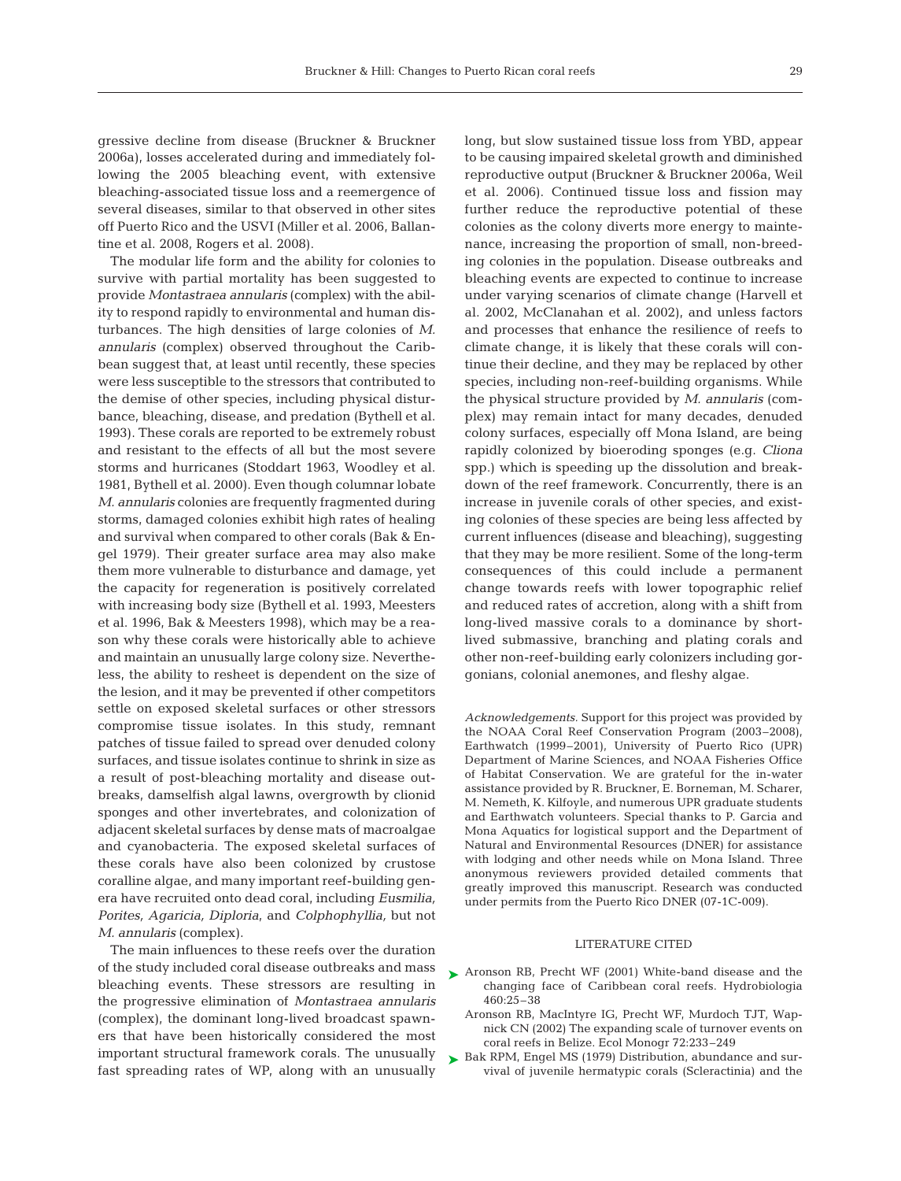gressive decline from disease (Bruckner & Bruckner 2006a), losses accelerated during and immediately following the 2005 bleaching event, with extensive bleaching-associated tissue loss and a reemergence of several diseases, similar to that observed in other sites off Puerto Rico and the USVI (Miller et al. 2006, Ballantine et al. 2008, Rogers et al. 2008).

The modular life form and the ability for colonies to survive with partial mortality has been suggested to provide *Montastraea annularis* (complex) with the ability to respond rapidly to environmental and human disturbances. The high densities of large colonies of *M. annularis* (complex) observed throughout the Caribbean suggest that, at least until recently, these species were less susceptible to the stressors that contributed to the demise of other species, including physical disturbance, bleaching, disease, and predation (Bythell et al. 1993). These corals are reported to be extremely robust and resistant to the effects of all but the most severe storms and hurricanes (Stoddart 1963, Woodley et al. 1981, Bythell et al. 2000). Even though columnar lobate *M. annularis* colonies are frequently fragmented during storms, damaged colonies exhibit high rates of healing and survival when compared to other corals (Bak & Engel 1979). Their greater surface area may also make them more vulnerable to disturbance and damage, yet the capacity for regeneration is positively correlated with increasing body size (Bythell et al. 1993, Meesters et al. 1996, Bak & Meesters 1998), which may be a reason why these corals were historically able to achieve and maintain an unusually large colony size. Nevertheless, the ability to resheet is dependent on the size of the lesion, and it may be prevented if other competitors settle on exposed skeletal surfaces or other stressors compromise tissue isolates. In this study, remnant patches of tissue failed to spread over denuded colony surfaces, and tissue isolates continue to shrink in size as a result of post-bleaching mortality and disease outbreaks, damselfish algal lawns, overgrowth by clionid sponges and other invertebrates, and colonization of adjacent skeletal surfaces by dense mats of macroalgae and cyanobacteria. The exposed skeletal surfaces of these corals have also been colonized by crustose coralline algae, and many important reef-building genera have recruited onto dead coral, including *Eusmilia, Porites, Agaricia, Diploria*, and *Colphophyllia,* but not *M. annularis* (complex).

The main influences to these reefs over the duration of the study included coral disease outbreaks and mass bleaching events. These stressors are resulting in the progressive elimination of *Montastraea annularis* (complex), the dominant long-lived broadcast spawners that have been historically considered the most important structural framework corals. The unusually fast spreading rates of WP, along with an unusually long, but slow sustained tissue loss from YBD, appear to be causing impaired skeletal growth and diminished reproductive output (Bruckner & Bruckner 2006a, Weil et al. 2006). Continued tissue loss and fission may further reduce the reproductive potential of these colonies as the colony diverts more energy to maintenance, increasing the proportion of small, non-breeding colonies in the population. Disease outbreaks and bleaching events are expected to continue to increase under varying scenarios of climate change (Harvell et al. 2002, McClanahan et al. 2002), and unless factors and processes that enhance the resilience of reefs to climate change, it is likely that these corals will continue their decline, and they may be replaced by other species, including non-reef-building organisms. While the physical structure provided by *M. annularis* (complex) may remain intact for many decades, denuded colony surfaces, especially off Mona Island, are being rapidly colonized by bioeroding sponges (e.g. *Cliona* spp.) which is speeding up the dissolution and breakdown of the reef framework. Concurrently, there is an increase in juvenile corals of other species, and existing colonies of these species are being less affected by current influences (disease and bleaching), suggesting that they may be more resilient. Some of the long-term consequences of this could include a permanent change towards reefs with lower topographic relief and reduced rates of accretion, along with a shift from long-lived massive corals to a dominance by short-lived submassive, branching and plating corals and other non-reef-building early colonizers including gorgonians, colonial anemones, and fleshy algae.

*Acknowledgements.* Support for this project was provided by the NOAA Coral Reef Conservation Program (2003–2008), Earthwatch (1999–2001), University of Puerto Rico (UPR) Department of Marine Sciences, and NOAA Fisheries Office of Habitat Conservation. We are grateful for the in-water assistance provided by R. Bruckner, E. Borneman, M. Scharer, M. Nemeth, K. Kilfoyle, and numerous UPR graduate students and Earthwatch volunteers. Special thanks to P. Garcia and Mona Aquatics for logistical support and the Department of Natural and Environmental Resources (DNER) for assistance with lodging and other needs while on Mona Island. Three anonymous reviewers provided detailed comments that greatly improved this manuscript. Research was conducted under permits from the Puerto Rico DNER (07-1C-009).

## LITERATURE CITED

- Aronson RB, Precht WF (2001) White-band disease and the changing face of Caribbean coral reefs. Hydrobiologia 460:25–38
- Aronson RB, MacIntyre IG, Precht WF, Murdoch TJT, Wapnick CN (2002) The expanding scale of turnover events on coral reefs in Belize. Ecol Monogr 72:233–249
- Bak RPM, Engel MS (1979) Distribution, abundance and survival of juvenile hermatypic corals (Scleractinia) and the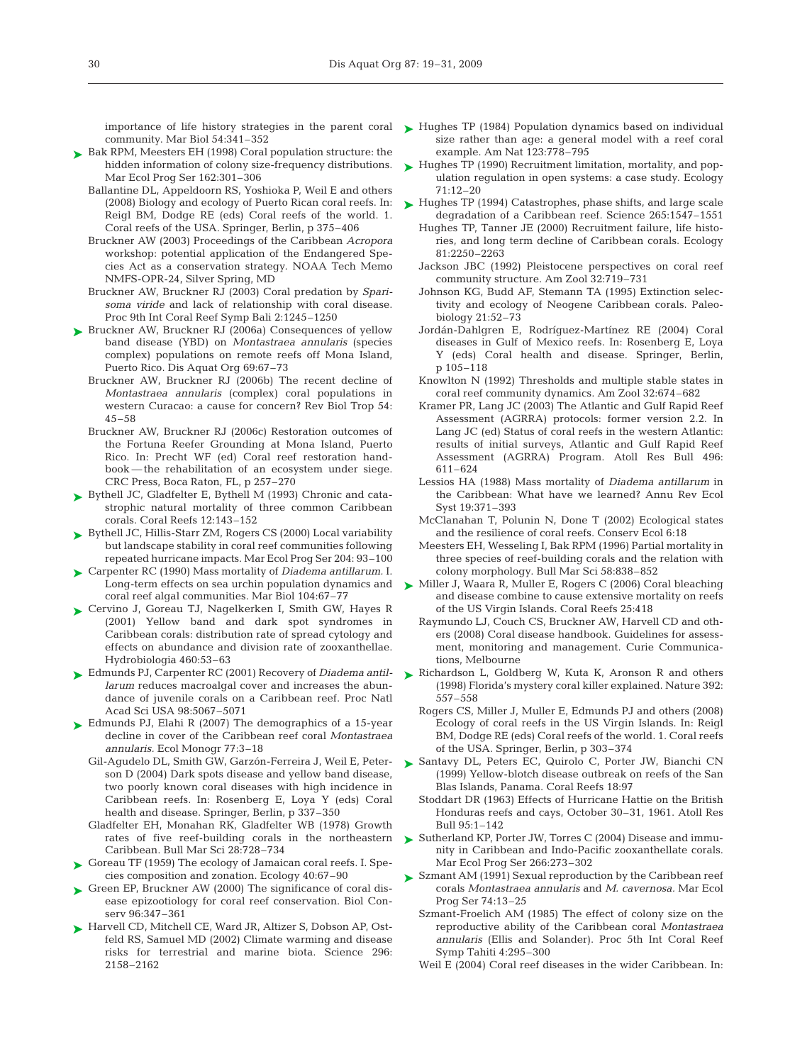importance of life history strategies in the parent coral community. Mar Biol 54:341–352

Bak RPM, Meesters EH (1998) Coral population structure: the hidden information of colony size-frequency distributions. Mar Ecol Prog Ser 162:301–306

Ballantine DL, Appeldoorn RS, Yoshioka P, Weil E and others (2008) Biology and ecology of Puerto Rican coral reefs. In: Reigl BM, Dodge RE (eds) Coral reefs of the world. 1. Coral reefs of the USA. Springer, Berlin, p 375–406

Bruckner AW (2003) Proceedings of the Caribbean *Acropora* workshop: potential application of the Endangered Species Act as a conservation strategy. NOAA Tech Memo NMFS-OPR-24, Silver Spring, MD

Bruckner AW, Bruckner RJ (2003) Coral predation by *Sparisoma viride* and lack of relationship with coral disease. Proc 9th Int Coral Reef Symp Bali 2:1245–1250

Bruckner AW, Bruckner RJ (2006a) Consequences of yellow band disease (YBD) on *Montastraea annularis* (species complex) populations on remote reefs off Mona Island, Puerto Rico. Dis Aquat Org 69:67–73

Bruckner AW, Bruckner RJ (2006b) The recent decline of *Montastraea annularis* (complex) coral populations in western Curacao: a cause for concern? Rev Biol Trop 54: 45–58

Bruckner AW, Bruckner RJ (2006c) Restoration outcomes of the Fortuna Reefer Grounding at Mona Island, Puerto Rico. In: Precht WF (ed) Coral reef restoration handbook — the rehabilitation of an ecosystem under siege. CRC Press, Boca Raton, FL, p 257–270

Bythell JC, Gladfelter E, Bythell M (1993) Chronic and catastrophic natural mortality of three common Caribbean corals. Coral Reefs 12:143–152

Bythell JC, Hillis-Starr ZM, Rogers CS (2000) Local variability but landscape stability in coral reef communities following repeated hurricane impacts. Mar Ecol Prog Ser 204: 93–100

Carpenter RC (1990) Mass mortality of *Diadema antillarum*. I. Long-term effects on sea urchin population dynamics and coral reef algal communities. Mar Biol 104:67–77

Cervino J, Goreau TJ, Nagelkerken I, Smith GW, Hayes R (2001) Yellow band and dark spot syndromes in Caribbean corals: distribution rate of spread cytology and effects on abundance and division rate of zooxanthellae. Hydrobiologia 460:53–63

Edmunds PJ, Carpenter RC (2001) Recovery of *Diadema antillarum* reduces macroalgal cover and increases the abundance of juvenile corals on a Caribbean reef. Proc Natl Acad Sci USA 98:5067–5071

Edmunds PJ, Elahi R (2007) The demographics of a 15-year decline in cover of the Caribbean reef coral *Montastraea annularis*. Ecol Monogr 77:3–18

Gil-Agudelo DL, Smith GW, Garzón-Ferreira J, Weil E, Peterson D (2004) Dark spots disease and yellow band disease, two poorly known coral diseases with high incidence in Caribbean reefs. In: Rosenberg E, Loya Y (eds) Coral health and disease. Springer, Berlin, p 337–350

Gladfelter EH, Monahan RK, Gladfelter WB (1978) Growth rates of five reef-building corals in the northeastern Caribbean. Bull Mar Sci 28:728–734

Goreau TF (1959) The ecology of Jamaican coral reefs. I. Species composition and zonation. Ecology 40:67–90

Green EP, Bruckner AW (2000) The significance of coral disease epizootiology for coral reef conservation. Biol Conserv 96:347–361

Harvell CD, Mitchell CE, Ward JR, Altizer S, Dobson AP, Ostfeld RS, Samuel MD (2002) Climate warming and disease risks for terrestrial and marine biota. Science 296: 2158–2162

Hughes TP (1984) Population dynamics based on individual size rather than age: a general model with a reef coral example. Am Nat 123:778–795

Hughes TP (1990) Recruitment limitation, mortality, and population regulation in open systems: a case study. Ecology 71:12–20

Hughes TP (1994) Catastrophes, phase shifts, and large scale degradation of a Caribbean reef. Science 265:1547–1551

Hughes TP, Tanner JE (2000) Recruitment failure, life histories, and long term decline of Caribbean corals. Ecology 81:2250–2263

Jackson JBC (1992) Pleistocene perspectives on coral reef community structure. Am Zool 32:719–731

Johnson KG, Budd AF, Stemann TA (1995) Extinction selectivity and ecology of Neogene Caribbean corals. Paleobiology 21:52–73

Jordán-Dahlgren E, Rodríguez-Martínez RE (2004) Coral diseases in Gulf of Mexico reefs. In: Rosenberg E, Loya Y (eds) Coral health and disease. Springer, Berlin, p 105–118

Knowlton N (1992) Thresholds and multiple stable states in coral reef community dynamics. Am Zool 32:674–682

Kramer PR, Lang JC (2003) The Atlantic and Gulf Rapid Reef Assessment (AGRRA) protocols: former version 2.2. In Lang JC (ed) Status of coral reefs in the western Atlantic: results of initial surveys, Atlantic and Gulf Rapid Reef Assessment (AGRRA) Program. Atoll Res Bull 496: 611–624

Lessios HA (1988) Mass mortality of *Diadema antillarum* in the Caribbean: What have we learned? Annu Rev Ecol Syst 19:371–393

McClanahan T, Polunin N, Done T (2002) Ecological states and the resilience of coral reefs. Conserv Ecol 6:18

Meesters EH, Wesseling I, Bak RPM (1996) Partial mortality in three species of reef-building corals and the relation with colony morphology. Bull Mar Sci 58:838–852

Miller J, Waara R, Muller E, Rogers C (2006) Coral bleaching and disease combine to cause extensive mortality on reefs of the US Virgin Islands. Coral Reefs 25:418

Raymundo LJ, Couch CS, Bruckner AW, Harvell CD and others (2008) Coral disease handbook. Guidelines for assessment, monitoring and management. Curie Communications, Melbourne

Richardson L, Goldberg W, Kuta K, Aronson R and others (1998) Florida's mystery coral killer explained. Nature 392: 557–558

Rogers CS, Miller J, Muller E, Edmunds PJ and others (2008) Ecology of coral reefs in the US Virgin Islands. In: Reigl BM, Dodge RE (eds) Coral reefs of the world. 1. Coral reefs of the USA. Springer, Berlin, p 303–374

Santavy DL, Peters EC, Quirolo C, Porter JW, Bianchi CN (1999) Yellow-blotch disease outbreak on reefs of the San Blas Islands, Panama. Coral Reefs 18:97

Stoddart DR (1963) Effects of Hurricane Hattie on the British Honduras reefs and cays, October 30–31, 1961. Atoll Res Bull 95:1–142

Sutherland KP, Porter JW, Torres C (2004) Disease and immunity in Caribbean and Indo-Pacific zooxanthellate corals. Mar Ecol Prog Ser 266:273–302

Szmant AM (1991) Sexual reproduction by the Caribbean reef corals *Montastraea annularis* and *M. cavernosa*. Mar Ecol Prog Ser 74:13–25

Szmant-Froelich AM (1985) The effect of colony size on the reproductive ability of the Caribbean coral *Montastraea annularis* (Ellis and Solander). Proc 5th Int Coral Reef Symp Tahiti 4:295–300

Weil E (2004) Coral reef diseases in the wider Caribbean. In: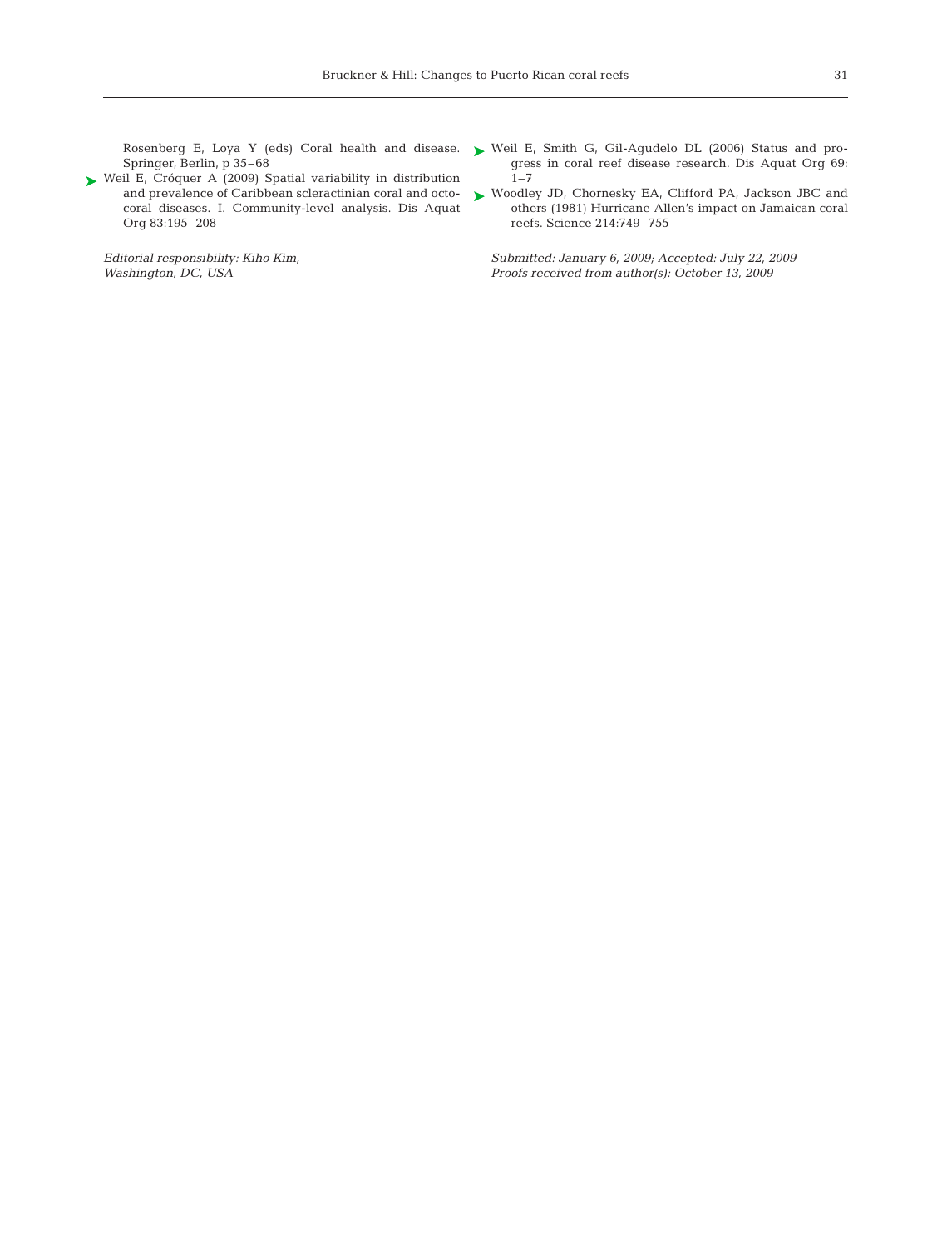Rosenberg E, Loya Y (eds) Coral health and disease. Springer, Berlin, p 35–68

Weil E, Cróquer A (2009) Spatial variability in distribution and prevalence of Caribbean scleractinian coral and octocoral diseases. I. Community-level analysis. Dis Aquat Org 83:195–208

Weil E, Smith G, Gil-Agudelo DL (2006) Status and progress in coral reef disease research. Dis Aquat Org 69: 1–7

Woodley JD, Chornesky EA, Clifford PA, Jackson JBC and others (1981) Hurricane Allen's impact on Jamaican coral reefs. Science 214:749–755

*Editorial responsibility: Kiho Kim, Washington, DC, USA*

*Submitted: January 6, 2009; Accepted: July 22, 2009*
*Proofs received from author(s): October 13, 2009*